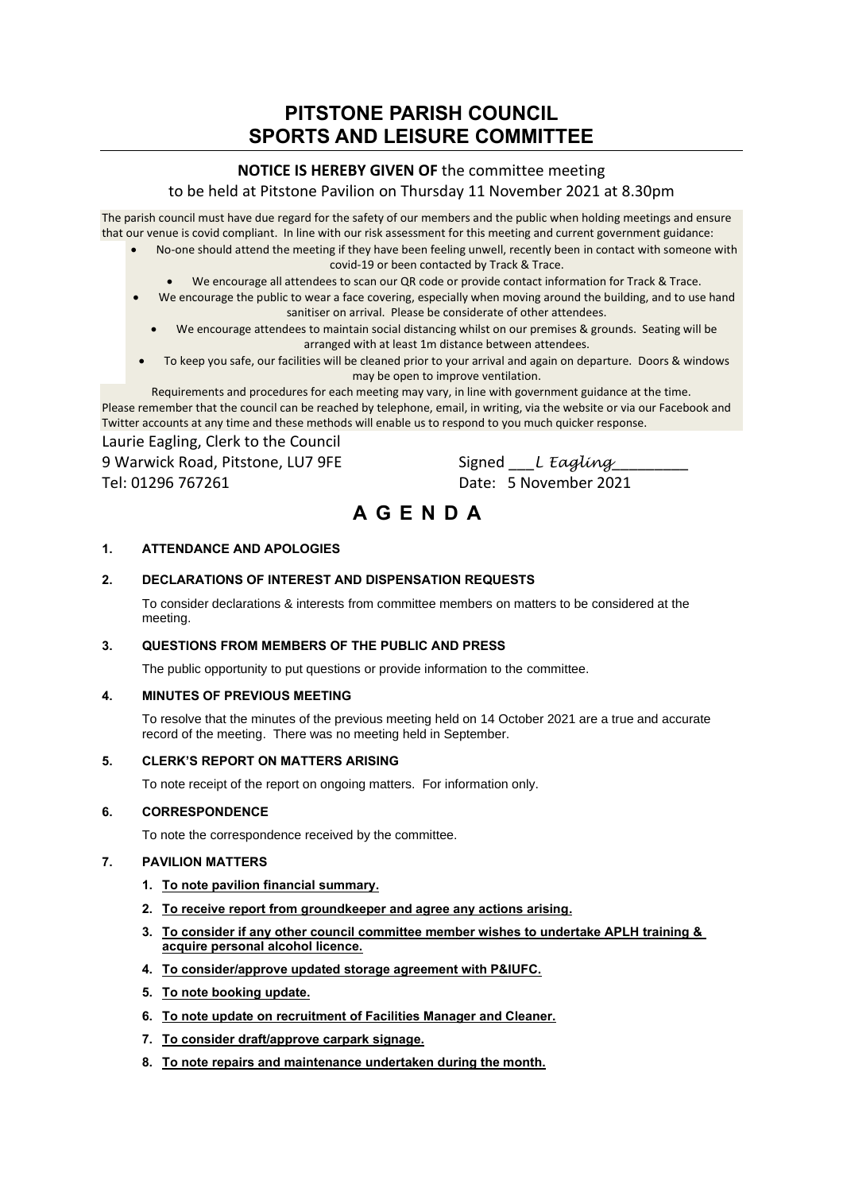# PITSTONE PARISH COUNCIL
# SPORTS AND LEISURE COMMITTEE

**NOTICE IS HEREBY GIVEN OF** the committee meeting
to be held at Pitstone Pavilion on Thursday 11 November 2021 at 8.30pm

The parish council must have due regard for the safety of our members and the public when holding meetings and ensure that our venue is covid compliant. In line with our risk assessment for this meeting and current government guidance:

- No-one should attend the meeting if they have been feeling unwell, recently been in contact with someone with covid-19 or been contacted by Track & Trace.
- We encourage all attendees to scan our QR code or provide contact information for Track & Trace.
- We encourage the public to wear a face covering, especially when moving around the building, and to use hand sanitiser on arrival. Please be considerate of other attendees.
- We encourage attendees to maintain social distancing whilst on our premises & grounds. Seating will be arranged with at least 1m distance between attendees.
- To keep you safe, our facilities will be cleaned prior to your arrival and again on departure. Doors & windows may be open to improve ventilation.

Requirements and procedures for each meeting may vary, in line with government guidance at the time.
Please remember that the council can be reached by telephone, email, in writing, via the website or via our Facebook and Twitter accounts at any time and these methods will enable us to respond to you much quicker response.

Laurie Eagling, Clerk to the Council
9 Warwick Road, Pitstone, LU7 9FE
Tel: 01296 767261

Signed ___*L Eagling*_________
Date: 5 November 2021

# A G E N D A

**1. ATTENDANCE AND APOLOGIES**

**2. DECLARATIONS OF INTEREST AND DISPENSATION REQUESTS**

To consider declarations & interests from committee members on matters to be considered at the meeting.

**3. QUESTIONS FROM MEMBERS OF THE PUBLIC AND PRESS**

The public opportunity to put questions or provide information to the committee.

**4. MINUTES OF PREVIOUS MEETING**

To resolve that the minutes of the previous meeting held on 14 October 2021 are a true and accurate record of the meeting. There was no meeting held in September.

**5. CLERK'S REPORT ON MATTERS ARISING**

To note receipt of the report on ongoing matters. For information only.

**6. CORRESPONDENCE**

To note the correspondence received by the committee.

**7. PAVILION MATTERS**

1. **To note pavilion financial summary.**
2. **To receive report from groundkeeper and agree any actions arising.**
3. **To consider if any other council committee member wishes to undertake APLH training & acquire personal alcohol licence.**
4. **To consider/approve updated storage agreement with P&IUFC.**
5. **To note booking update.**
6. **To note update on recruitment of Facilities Manager and Cleaner.**
7. **To consider draft/approve carpark signage.**
8. **To note repairs and maintenance undertaken during the month.**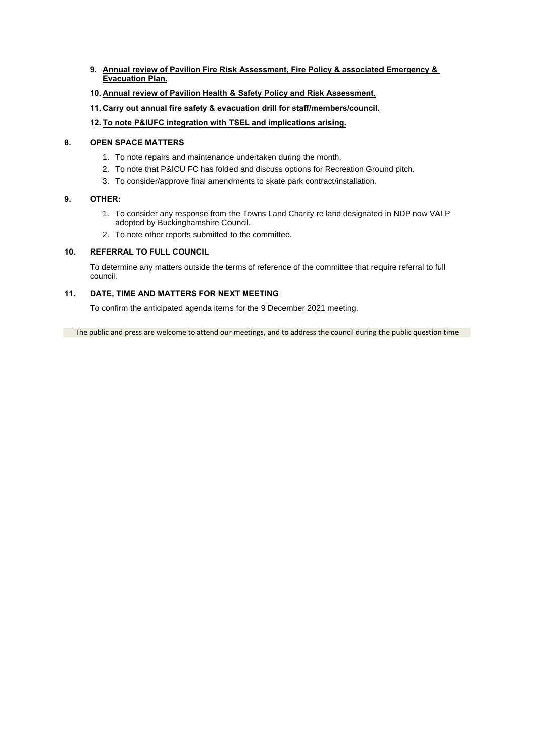9. **Annual review of Pavilion Fire Risk Assessment, Fire Policy & associated Emergency & Evacuation Plan.**
10. **Annual review of Pavilion Health & Safety Policy and Risk Assessment.**
11. **Carry out annual fire safety & evacuation drill for staff/members/council.**
12. **To note P&IUFC integration with TSEL and implications arising.**

## 8. OPEN SPACE MATTERS

1. To note repairs and maintenance undertaken during the month.
2. To note that P&ICU FC has folded and discuss options for Recreation Ground pitch.
3. To consider/approve final amendments to skate park contract/installation.

## 9. OTHER:

1. To consider any response from the Towns Land Charity re land designated in NDP now VALP adopted by Buckinghamshire Council.
2. To note other reports submitted to the committee.

## 10. REFERRAL TO FULL COUNCIL

To determine any matters outside the terms of reference of the committee that require referral to full council.

## 11. DATE, TIME AND MATTERS FOR NEXT MEETING

To confirm the anticipated agenda items for the 9 December 2021 meeting.

The public and press are welcome to attend our meetings, and to address the council during the public question time